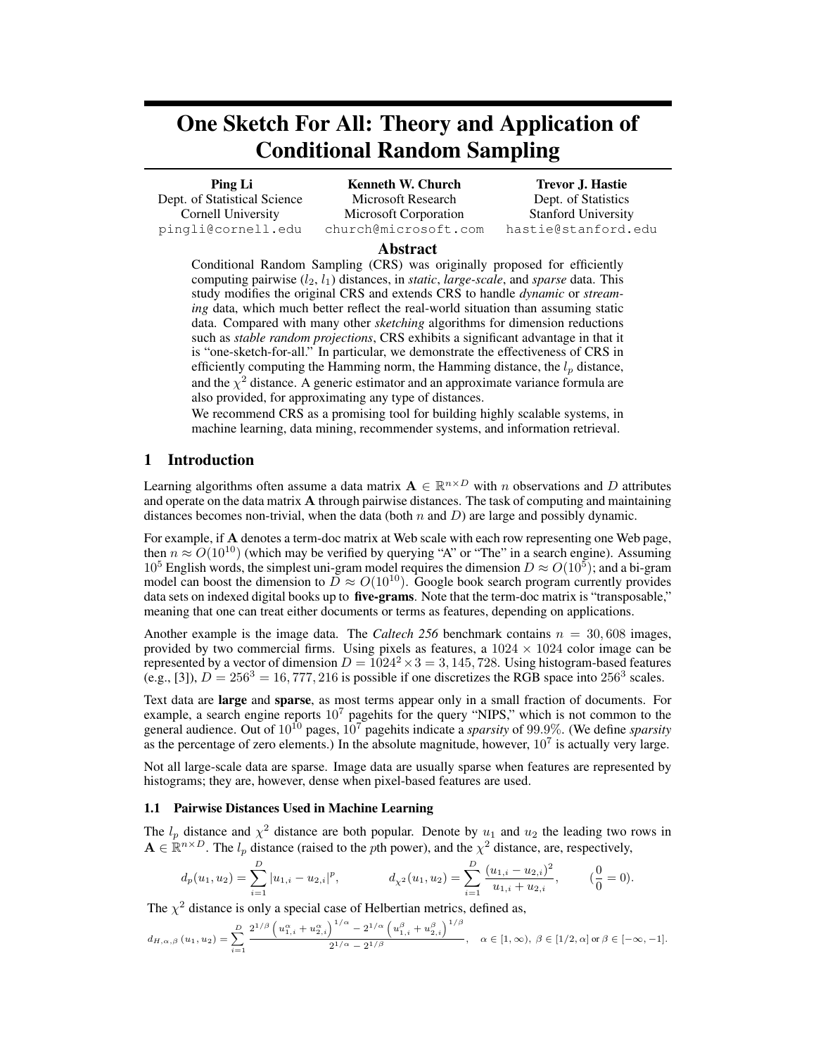# One Sketch For All: Theory and Application of Conditional Random Sampling

**Ping Li**
Dept. of Statistical Science
Cornell University
pingli@cornell.edu

**Kenneth W. Church**
Microsoft Research
Microsoft Corporation
church@microsoft.com

**Trevor J. Hastie**
Dept. of Statistics
Stanford University
hastie@stanford.edu

## Abstract

Conditional Random Sampling (CRS) was originally proposed for efficiently computing pairwise ($l_2$, $l_1$) distances, in *static*, *large-scale*, and *sparse* data. This study modifies the original CRS and extends CRS to handle *dynamic* or *streaming* data, which much better reflect the real-world situation than assuming static data. Compared with many other *sketching* algorithms for dimension reductions such as *stable random projections*, CRS exhibits a significant advantage in that it is "one-sketch-for-all." In particular, we demonstrate the effectiveness of CRS in efficiently computing the Hamming norm, the Hamming distance, the $l_p$ distance, and the $\chi^2$ distance. A generic estimator and an approximate variance formula are also provided, for approximating any type of distances.

We recommend CRS as a promising tool for building highly scalable systems, in machine learning, data mining, recommender systems, and information retrieval.

## 1 Introduction

Learning algorithms often assume a data matrix $\mathbf{A} \in \mathbb{R}^{n \times D}$ with $n$ observations and $D$ attributes and operate on the data matrix $\mathbf{A}$ through pairwise distances. The task of computing and maintaining distances becomes non-trivial, when the data (both $n$ and $D$) are large and possibly dynamic.

For example, if $\mathbf{A}$ denotes a term-doc matrix at Web scale with each row representing one Web page, then $n \approx O(10^{10})$ (which may be verified by querying "A" or "The" in a search engine). Assuming $10^5$ English words, the simplest uni-gram model requires the dimension $D \approx O(10^5)$; and a bi-gram model can boost the dimension to $D \approx O(10^{10})$. Google book search program currently provides data sets on indexed digital books up to **five-grams**. Note that the term-doc matrix is "transposable," meaning that one can treat either documents or terms as features, depending on applications.

Another example is the image data. The *Caltech 256* benchmark contains $n = 30,608$ images, provided by two commercial firms. Using pixels as features, a $1024 \times 1024$ color image can be represented by a vector of dimension $D = 1024^2 \times 3 = 3,145,728$. Using histogram-based features (e.g., [3]), $D = 256^3 = 16,777,216$ is possible if one discretizes the RGB space into $256^3$ scales.

Text data are **large** and **sparse**, as most terms appear only in a small fraction of documents. For example, a search engine reports $10^7$ pagehits for the query "NIPS," which is not common to the general audience. Out of $10^{10}$ pages, $10^7$ pagehits indicate a *sparsity* of 99.9%. (We define *sparsity* as the percentage of zero elements.) In the absolute magnitude, however, $10^7$ is actually very large.

Not all large-scale data are sparse. Image data are usually sparse when features are represented by histograms; they are, however, dense when pixel-based features are used.

### 1.1 Pairwise Distances Used in Machine Learning

The $l_p$ distance and $\chi^2$ distance are both popular. Denote by $u_1$ and $u_2$ the leading two rows in $\mathbf{A} \in \mathbb{R}^{n \times D}$. The $l_p$ distance (raised to the $p$th power), and the $\chi^2$ distance, are, respectively,

$$d_p(u_1, u_2) = \sum_{i=1}^{D} |u_{1,i} - u_{2,i}|^p, \qquad d_{\chi^2}(u_1, u_2) = \sum_{i=1}^{D} \frac{(u_{1,i} - u_{2,i})^2}{u_{1,i} + u_{2,i}}, \qquad (\frac{0}{0} = 0).$$

The $\chi^2$ distance is only a special case of Helbertian metrics, defined as,

$$d_{H,\alpha,\beta}(u_1, u_2) = \sum_{i=1}^{D} \frac{2^{1/\beta}\left(u_{1,i}^{\alpha} + u_{2,i}^{\alpha}\right)^{1/\alpha} - 2^{1/\alpha}\left(u_{1,i}^{\beta} + u_{2,i}^{\beta}\right)^{1/\beta}}{2^{1/\alpha} - 2^{1/\beta}}, \quad \alpha \in [1, \infty),\ \beta \in [1/2, \alpha] \text{ or } \beta \in [-\infty, -1].$$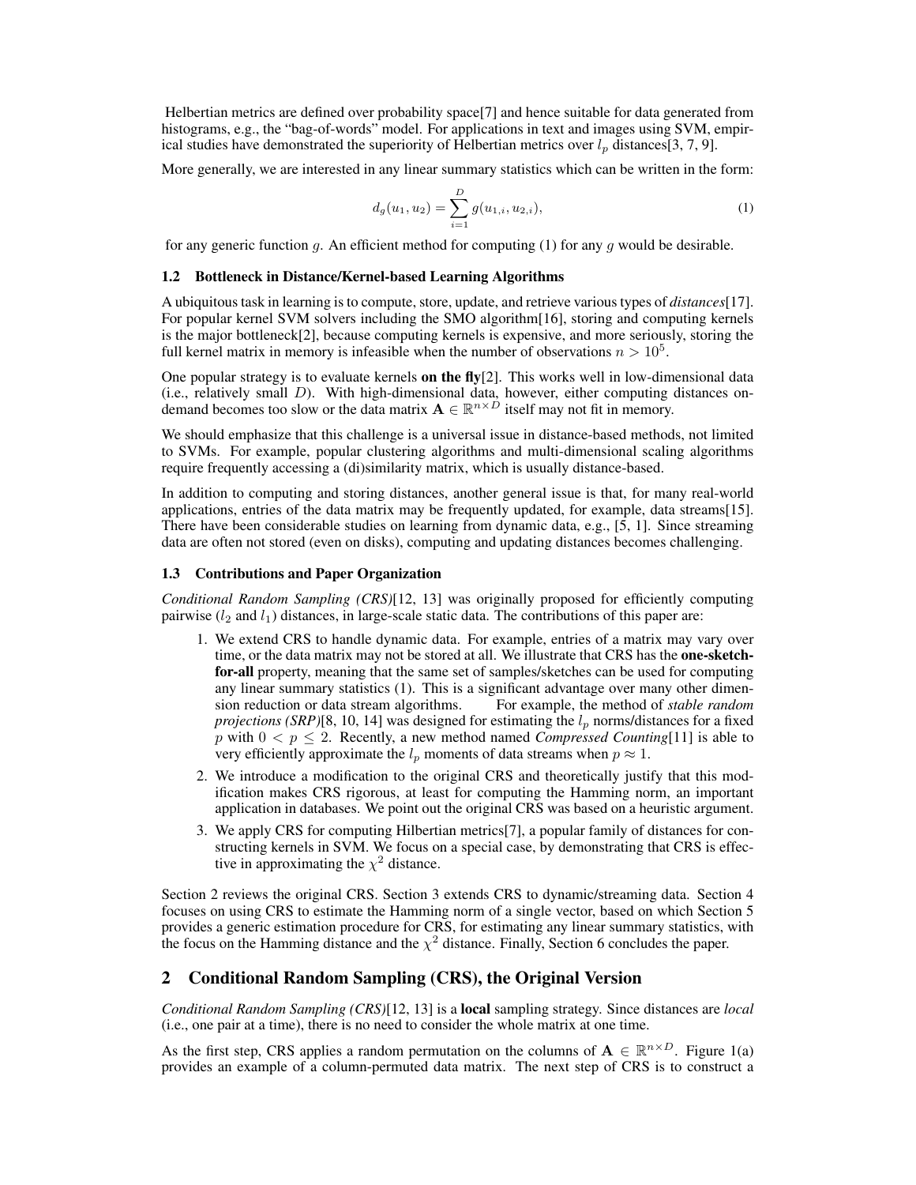Helbertian metrics are defined over probability space[7] and hence suitable for data generated from histograms, e.g., the "bag-of-words" model. For applications in text and images using SVM, empirical studies have demonstrated the superiority of Helbertian metrics over $l_p$ distances[3, 7, 9].

More generally, we are interested in any linear summary statistics which can be written in the form:

$$d_g(u_1, u_2) = \sum_{i=1}^{D} g(u_{1,i}, u_{2,i}), \tag{1}$$

for any generic function $g$. An efficient method for computing (1) for any $g$ would be desirable.

### 1.2 Bottleneck in Distance/Kernel-based Learning Algorithms

A ubiquitous task in learning is to compute, store, update, and retrieve various types of *distances*[17]. For popular kernel SVM solvers including the SMO algorithm[16], storing and computing kernels is the major bottleneck[2], because computing kernels is expensive, and more seriously, storing the full kernel matrix in memory is infeasible when the number of observations $n > 10^5$.

One popular strategy is to evaluate kernels **on the fly**[2]. This works well in low-dimensional data (i.e., relatively small $D$). With high-dimensional data, however, either computing distances on-demand becomes too slow or the data matrix $\mathbf{A} \in \mathbb{R}^{n\times D}$ itself may not fit in memory.

We should emphasize that this challenge is a universal issue in distance-based methods, not limited to SVMs. For example, popular clustering algorithms and multi-dimensional scaling algorithms require frequently accessing a (di)similarity matrix, which is usually distance-based.

In addition to computing and storing distances, another general issue is that, for many real-world applications, entries of the data matrix may be frequently updated, for example, data streams[15]. There have been considerable studies on learning from dynamic data, e.g., [5, 1]. Since streaming data are often not stored (even on disks), computing and updating distances becomes challenging.

### 1.3 Contributions and Paper Organization

*Conditional Random Sampling (CRS)*[12, 13] was originally proposed for efficiently computing pairwise ($l_2$ and $l_1$) distances, in large-scale static data. The contributions of this paper are:

1. We extend CRS to handle dynamic data. For example, entries of a matrix may vary over time, or the data matrix may not be stored at all. We illustrate that CRS has the **one-sketch-for-all** property, meaning that the same set of samples/sketches can be used for computing any linear summary statistics (1). This is a significant advantage over many other dimension reduction or data stream algorithms. For example, the method of *stable random projections (SRP)*[8, 10, 14] was designed for estimating the $l_p$ norms/distances for a fixed $p$ with $0 < p \leq 2$. Recently, a new method named *Compressed Counting*[11] is able to very efficiently approximate the $l_p$ moments of data streams when $p \approx 1$.
2. We introduce a modification to the original CRS and theoretically justify that this modification makes CRS rigorous, at least for computing the Hamming norm, an important application in databases. We point out the original CRS was based on a heuristic argument.
3. We apply CRS for computing Hilbertian metrics[7], a popular family of distances for constructing kernels in SVM. We focus on a special case, by demonstrating that CRS is effective in approximating the $\chi^2$ distance.

Section 2 reviews the original CRS. Section 3 extends CRS to dynamic/streaming data. Section 4 focuses on using CRS to estimate the Hamming norm of a single vector, based on which Section 5 provides a generic estimation procedure for CRS, for estimating any linear summary statistics, with the focus on the Hamming distance and the $\chi^2$ distance. Finally, Section 6 concludes the paper.

## 2 Conditional Random Sampling (CRS), the Original Version

*Conditional Random Sampling (CRS)*[12, 13] is a **local** sampling strategy. Since distances are *local* (i.e., one pair at a time), there is no need to consider the whole matrix at one time.

As the first step, CRS applies a random permutation on the columns of $\mathbf{A} \in \mathbb{R}^{n\times D}$. Figure 1(a) provides an example of a column-permuted data matrix. The next step of CRS is to construct a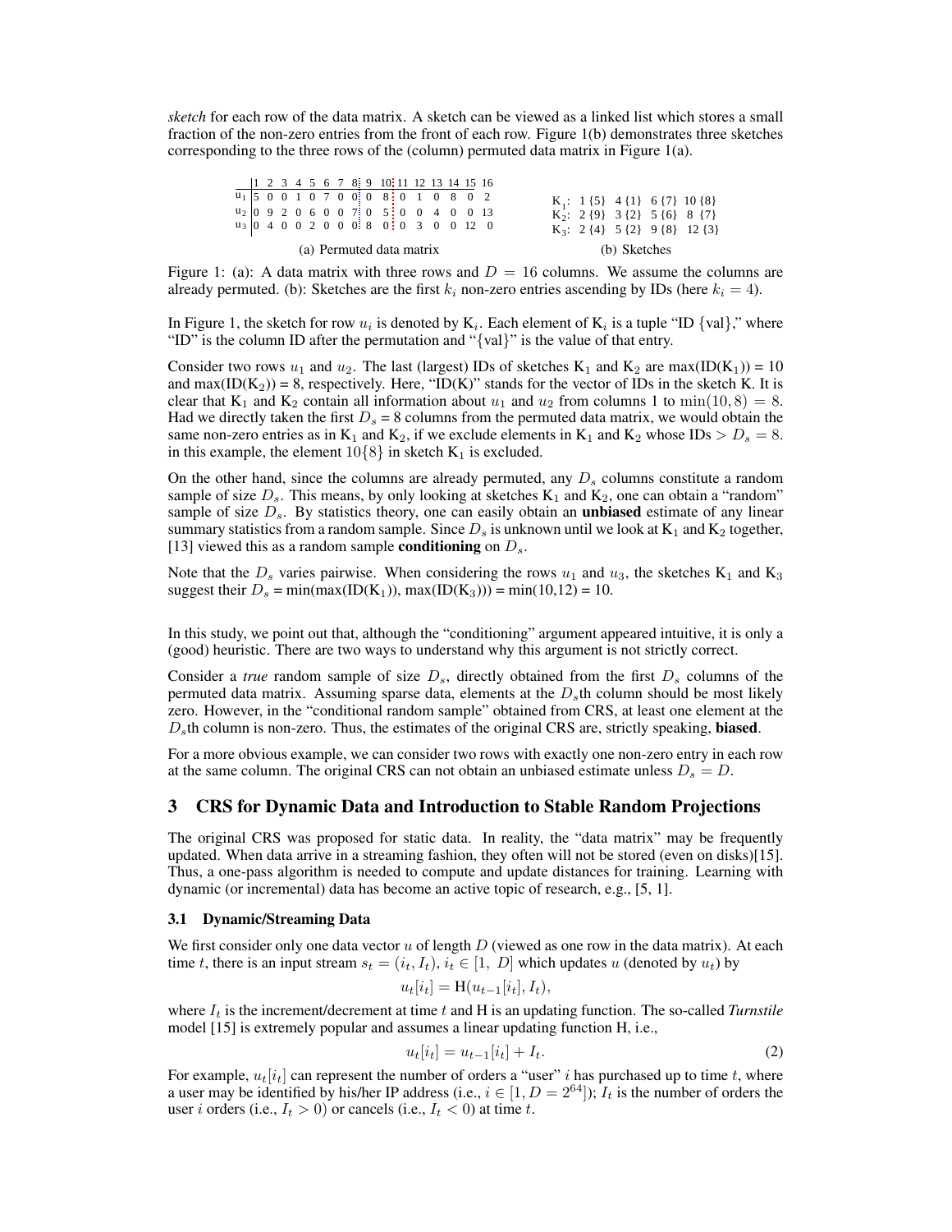*sketch* for each row of the data matrix. A sketch can be viewed as a linked list which stores a small fraction of the non-zero entries from the front of each row. Figure 1(b) demonstrates three sketches corresponding to the three rows of the (column) permuted data matrix in Figure 1(a).

|  | 1 | 2 | 3 | 4 | 5 | 6 | 7 | 8 | 9 | 10 | 11 | 12 | 13 | 14 | 15 | 16 |
|---|---|---|---|---|---|---|---|---|---|---|---|---|---|---|---|---|
| $u_1$ | 5 | 0 | 0 | 1 | 0 | 7 | 0 | 0 | 0 | 8 | 0 | 1 | 0 | 8 | 0 | 2 |
| $u_2$ | 0 | 9 | 2 | 0 | 6 | 0 | 0 | 7 | 0 | 5 | 0 | 0 | 4 | 0 | 0 | 13 |
| $u_3$ | 0 | 4 | 0 | 0 | 2 | 0 | 0 | 0 | 8 | 0 | 0 | 3 | 0 | 0 | 12 | 0 |

(a) Permuted data matrix

$K_1$: 1 {5} 4 {1} 6 {7} 10 {8}
$K_2$: 2 {9} 3 {2} 5 {6} 8 {7}
$K_3$: 2 {4} 5 {2} 9 {8} 12 {3}

(b) Sketches

Figure 1: (a): A data matrix with three rows and $D = 16$ columns. We assume the columns are already permuted. (b): Sketches are the first $k_i$ non-zero entries ascending by IDs (here $k_i = 4$).

In Figure 1, the sketch for row $u_i$ is denoted by $K_i$. Each element of $K_i$ is a tuple "ID {val}," where "ID" is the column ID after the permutation and "{val}" is the value of that entry.

Consider two rows $u_1$ and $u_2$. The last (largest) IDs of sketches $K_1$ and $K_2$ are max(ID($K_1$)) = 10 and max(ID($K_2$)) = 8, respectively. Here, "ID(K)" stands for the vector of IDs in the sketch K. It is clear that $K_1$ and $K_2$ contain all information about $u_1$ and $u_2$ from columns 1 to $\min(10, 8) = 8$. Had we directly taken the first $D_s$ = 8 columns from the permuted data matrix, we would obtain the same non-zero entries as in $K_1$ and $K_2$, if we exclude elements in $K_1$ and $K_2$ whose IDs $> D_s = 8$. in this example, the element $10\{8\}$ in sketch $K_1$ is excluded.

On the other hand, since the columns are already permuted, any $D_s$ columns constitute a random sample of size $D_s$. This means, by only looking at sketches $K_1$ and $K_2$, one can obtain a "random" sample of size $D_s$. By statistics theory, one can easily obtain an **unbiased** estimate of any linear summary statistics from a random sample. Since $D_s$ is unknown until we look at $K_1$ and $K_2$ together, [13] viewed this as a random sample **conditioning** on $D_s$.

Note that the $D_s$ varies pairwise. When considering the rows $u_1$ and $u_3$, the sketches $K_1$ and $K_3$ suggest their $D_s$ = min(max(ID($K_1$)), max(ID($K_3$))) = min(10,12) = 10.

In this study, we point out that, although the "conditioning" argument appeared intuitive, it is only a (good) heuristic. There are two ways to understand why this argument is not strictly correct.

Consider a *true* random sample of size $D_s$, directly obtained from the first $D_s$ columns of the permuted data matrix. Assuming sparse data, elements at the $D_s$th column should be most likely zero. However, in the "conditional random sample" obtained from CRS, at least one element at the $D_s$th column is non-zero. Thus, the estimates of the original CRS are, strictly speaking, **biased**.

For a more obvious example, we can consider two rows with exactly one non-zero entry in each row at the same column. The original CRS can not obtain an unbiased estimate unless $D_s = D$.

## 3 CRS for Dynamic Data and Introduction to Stable Random Projections

The original CRS was proposed for static data. In reality, the "data matrix" may be frequently updated. When data arrive in a streaming fashion, they often will not be stored (even on disks)[15]. Thus, a one-pass algorithm is needed to compute and update distances for training. Learning with dynamic (or incremental) data has become an active topic of research, e.g., [5, 1].

### 3.1 Dynamic/Streaming Data

We first consider only one data vector $u$ of length $D$ (viewed as one row in the data matrix). At each time $t$, there is an input stream $s_t = (i_t, I_t)$, $i_t \in [1,\ D]$ which updates $u$ (denoted by $u_t$) by

$$u_t[i_t] = \mathrm{H}(u_{t-1}[i_t], I_t),$$

where $I_t$ is the increment/decrement at time $t$ and H is an updating function. The so-called *Turnstile* model [15] is extremely popular and assumes a linear updating function H, i.e.,

$$u_t[i_t] = u_{t-1}[i_t] + I_t. \tag{2}$$

For example, $u_t[i_t]$ can represent the number of orders a "user" $i$ has purchased up to time $t$, where a user may be identified by his/her IP address (i.e., $i \in [1, D = 2^{64}]$); $I_t$ is the number of orders the user $i$ orders (i.e., $I_t > 0$) or cancels (i.e., $I_t < 0$) at time $t$.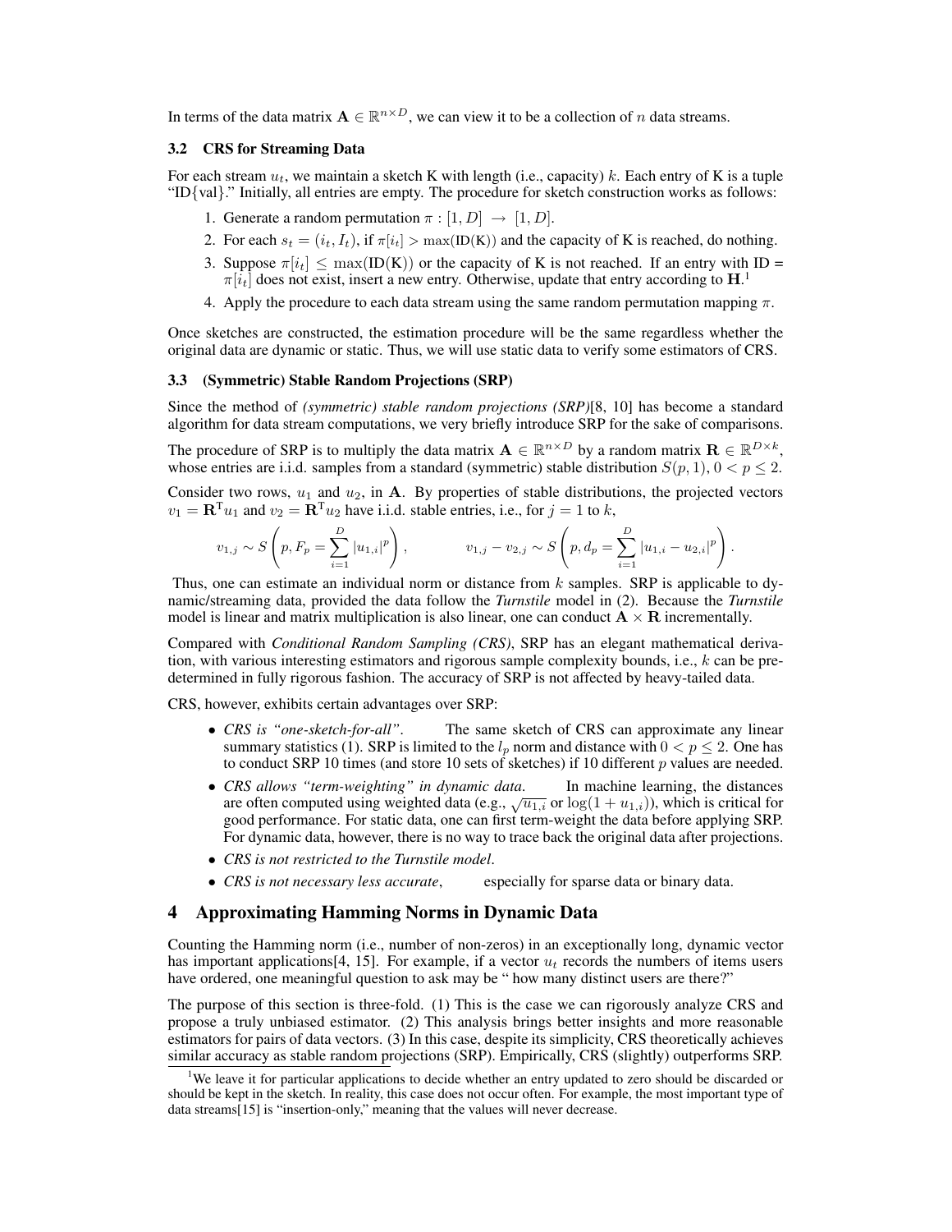In terms of the data matrix $\mathbf{A} \in \mathbb{R}^{n \times D}$, we can view it to be a collection of $n$ data streams.

### 3.2 CRS for Streaming Data

For each stream $u_t$, we maintain a sketch K with length (i.e., capacity) $k$. Each entry of K is a tuple "ID{val}." Initially, all entries are empty. The procedure for sketch construction works as follows:

1. Generate a random permutation $\pi : [1, D] \rightarrow [1, D]$.
2. For each $s_t = (i_t, I_t)$, if $\pi[i_t] > \max(\text{ID(K)})$ and the capacity of K is reached, do nothing.
3. Suppose $\pi[i_t] \leq \max(\text{ID(K)})$ or the capacity of K is not reached. If an entry with ID = $\pi[i_t]$ does not exist, insert a new entry. Otherwise, update that entry according to $\mathbf{H}$.[1]
4. Apply the procedure to each data stream using the same random permutation mapping $\pi$.

Once sketches are constructed, the estimation procedure will be the same regardless whether the original data are dynamic or static. Thus, we will use static data to verify some estimators of CRS.

### 3.3 (Symmetric) Stable Random Projections (SRP)

Since the method of *(symmetric) stable random projections (SRP)*[8, 10] has become a standard algorithm for data stream computations, we very briefly introduce SRP for the sake of comparisons.

The procedure of SRP is to multiply the data matrix $\mathbf{A} \in \mathbb{R}^{n \times D}$ by a random matrix $\mathbf{R} \in \mathbb{R}^{D \times k}$, whose entries are i.i.d. samples from a standard (symmetric) stable distribution $S(p, 1)$, $0 < p \leq 2$.

Consider two rows, $u_1$ and $u_2$, in $\mathbf{A}$. By properties of stable distributions, the projected vectors $v_1 = \mathbf{R}^{\mathrm{T}} u_1$ and $v_2 = \mathbf{R}^{\mathrm{T}} u_2$ have i.i.d. stable entries, i.e., for $j = 1$ to $k$,

$$v_{1,j} \sim S\left(p, F_p = \sum_{i=1}^{D} |u_{1,i}|^p\right), \qquad v_{1,j} - v_{2,j} \sim S\left(p, d_p = \sum_{i=1}^{D} |u_{1,i} - u_{2,i}|^p\right).$$

Thus, one can estimate an individual norm or distance from $k$ samples. SRP is applicable to dynamic/streaming data, provided the data follow the *Turnstile* model in (2). Because the *Turnstile* model is linear and matrix multiplication is also linear, one can conduct $\mathbf{A} \times \mathbf{R}$ incrementally.

Compared with *Conditional Random Sampling (CRS)*, SRP has an elegant mathematical derivation, with various interesting estimators and rigorous sample complexity bounds, i.e., $k$ can be predetermined in fully rigorous fashion. The accuracy of SRP is not affected by heavy-tailed data.

CRS, however, exhibits certain advantages over SRP:

- *CRS is "one-sketch-for-all".* The same sketch of CRS can approximate any linear summary statistics (1). SRP is limited to the $l_p$ norm and distance with $0 < p \leq 2$. One has to conduct SRP 10 times (and store 10 sets of sketches) if 10 different $p$ values are needed.
- *CRS allows "term-weighting" in dynamic data.* In machine learning, the distances are often computed using weighted data (e.g., $\sqrt{u_{1,i}}$ or $\log(1 + u_{1,i})$), which is critical for good performance. For static data, one can first term-weight the data before applying SRP. For dynamic data, however, there is no way to trace back the original data after projections.
- *CRS is not restricted to the Turnstile model.*
- *CRS is not necessary less accurate*, especially for sparse data or binary data.

## 4 Approximating Hamming Norms in Dynamic Data

Counting the Hamming norm (i.e., number of non-zeros) in an exceptionally long, dynamic vector has important applications[4, 15]. For example, if a vector $u_t$ records the numbers of items users have ordered, one meaningful question to ask may be " how many distinct users are there?"

The purpose of this section is three-fold. (1) This is the case we can rigorously analyze CRS and propose a truly unbiased estimator. (2) This analysis brings better insights and more reasonable estimators for pairs of data vectors. (3) In this case, despite its simplicity, CRS theoretically achieves similar accuracy as stable random projections (SRP). Empirically, CRS (slightly) outperforms SRP.

[1] We leave it for particular applications to decide whether an entry updated to zero should be discarded or should be kept in the sketch. In reality, this case does not occur often. For example, the most important type of data streams[15] is "insertion-only," meaning that the values will never decrease.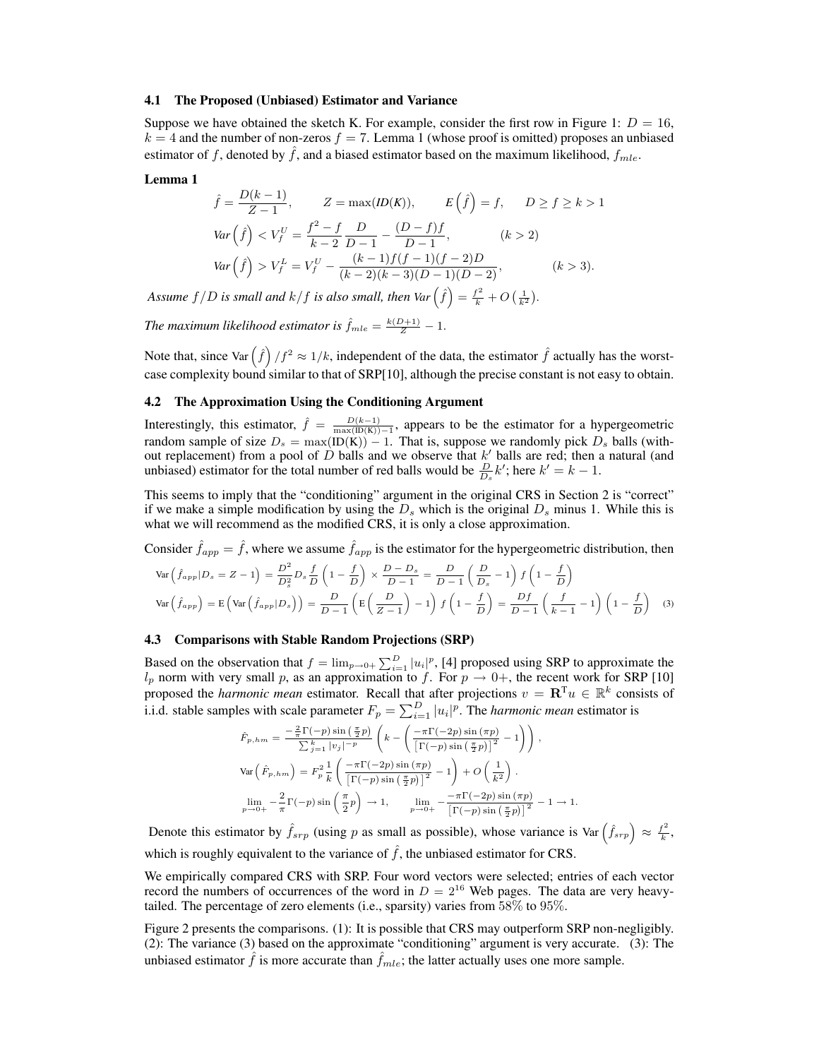### 4.1 The Proposed (Unbiased) Estimator and Variance

Suppose we have obtained the sketch K. For example, consider the first row in Figure 1: $D = 16$, $k = 4$ and the number of non-zeros $f = 7$. Lemma 1 (whose proof is omitted) proposes an unbiased estimator of $f$, denoted by $\hat{f}$, and a biased estimator based on the maximum likelihood, $f_{mle}$.

**Lemma 1**

$$\hat{f} = \frac{D(k-1)}{Z-1}, \qquad Z = \max(ID(K)), \qquad E\left(\hat{f}\right) = f, \qquad D \geq f \geq k > 1$$

$$Var\left(\hat{f}\right) < V_f^U = \frac{f^2 - f}{k-2}\frac{D}{D-1} - \frac{(D-f)f}{D-1}, \qquad (k > 2)$$

$$Var\left(\hat{f}\right) > V_f^L = V_f^U - \frac{(k-1)f(f-1)(f-2)D}{(k-2)(k-3)(D-1)(D-2)}, \qquad (k > 3).$$

*Assume $f/D$ is small and $k/f$ is also small, then $Var\left(\hat{f}\right) = \frac{f^2}{k} + O\left(\frac{1}{k^2}\right)$.*

*The maximum likelihood estimator is $\hat{f}_{mle} = \frac{k(D+1)}{Z} - 1$.*

Note that, since $\text{Var}\left(\hat{f}\right)/f^2 \approx 1/k$, independent of the data, the estimator $\hat{f}$ actually has the worst-case complexity bound similar to that of SRP[10], although the precise constant is not easy to obtain.

### 4.2 The Approximation Using the Conditioning Argument

Interestingly, this estimator, $\hat{f} = \frac{D(k-1)}{\max(\text{ID(K)})-1}$, appears to be the estimator for a hypergeometric random sample of size $D_s = \max(\text{ID(K)}) - 1$. That is, suppose we randomly pick $D_s$ balls (without replacement) from a pool of $D$ balls and we observe that $k'$ balls are red; then a natural (and unbiased) estimator for the total number of red balls would be $\frac{D}{D_s}k'$; here $k' = k - 1$.

This seems to imply that the "conditioning" argument in the original CRS in Section 2 is "correct" if we make a simple modification by using the $D_s$ which is the original $D_s$ minus 1. While this is what we will recommend as the modified CRS, it is only a close approximation.

Consider $\hat{f}_{app} = \hat{f}$, where we assume $\hat{f}_{app}$ is the estimator for the hypergeometric distribution, then

$$\text{Var}\left(\hat{f}_{app}|D_s = Z-1\right) = \frac{D^2}{D_s^2}D_s\frac{f}{D}\left(1 - \frac{f}{D}\right) \times \frac{D - D_s}{D-1} = \frac{D}{D-1}\left(\frac{D}{D_s} - 1\right)f\left(1 - \frac{f}{D}\right)$$

$$\text{Var}\left(\hat{f}_{app}\right) = \text{E}\left(\text{Var}\left(\hat{f}_{app}|D_s\right)\right) = \frac{D}{D-1}\left(\text{E}\left(\frac{D}{Z-1}\right) - 1\right)f\left(1 - \frac{f}{D}\right) = \frac{Df}{D-1}\left(\frac{f}{k-1} - 1\right)\left(1 - \frac{f}{D}\right) \quad (3)$$

### 4.3 Comparisons with Stable Random Projections (SRP)

Based on the observation that $f = \lim_{p\to 0+}\sum_{i=1}^D |u_i|^p$, [4] proposed using SRP to approximate the $l_p$ norm with very small $p$, as an approximation to $f$. For $p \to 0+$, the recent work for SRP [10] proposed the *harmonic mean* estimator. Recall that after projections $v = \mathbf{R}^\mathrm{T}u \in \mathbb{R}^k$ consists of i.i.d. stable samples with scale parameter $F_p = \sum_{i=1}^D |u_i|^p$. The *harmonic mean* estimator is

$$\hat{F}_{p,hm} = \frac{-\frac{2}{\pi}\Gamma(-p)\sin\left(\frac{\pi}{2}p\right)}{\sum_{j=1}^k |v_j|^{-p}}\left(k - \left(\frac{-\pi\Gamma(-2p)\sin(\pi p)}{\left[\Gamma(-p)\sin\left(\frac{\pi}{2}p\right)\right]^2} - 1\right)\right),$$

$$\text{Var}\left(\hat{F}_{p,hm}\right) = F_p^2\frac{1}{k}\left(\frac{-\pi\Gamma(-2p)\sin(\pi p)}{\left[\Gamma(-p)\sin\left(\frac{\pi}{2}p\right)\right]^2} - 1\right) + O\left(\frac{1}{k^2}\right).$$

$$\lim_{p\to 0+} -\frac{2}{\pi}\Gamma(-p)\sin\left(\frac{\pi}{2}p\right) \to 1, \qquad \lim_{p\to 0+} -\frac{-\pi\Gamma(-2p)\sin(\pi p)}{\left[\Gamma(-p)\sin\left(\frac{\pi}{2}p\right)\right]^2} - 1 \to 1.$$

Denote this estimator by $\hat{f}_{srp}$ (using $p$ as small as possible), whose variance is $\text{Var}\left(\hat{f}_{srp}\right) \approx \frac{f^2}{k}$, which is roughly equivalent to the variance of $\hat{f}$, the unbiased estimator for CRS.

We empirically compared CRS with SRP. Four word vectors were selected; entries of each vector record the numbers of occurrences of the word in $D = 2^{16}$ Web pages. The data are very heavy-tailed. The percentage of zero elements (i.e., sparsity) varies from 58% to 95%.

Figure 2 presents the comparisons. (1): It is possible that CRS may outperform SRP non-negligibly. (2): The variance (3) based on the approximate "conditioning" argument is very accurate. (3): The unbiased estimator $\hat{f}$ is more accurate than $\hat{f}_{mle}$; the latter actually uses one more sample.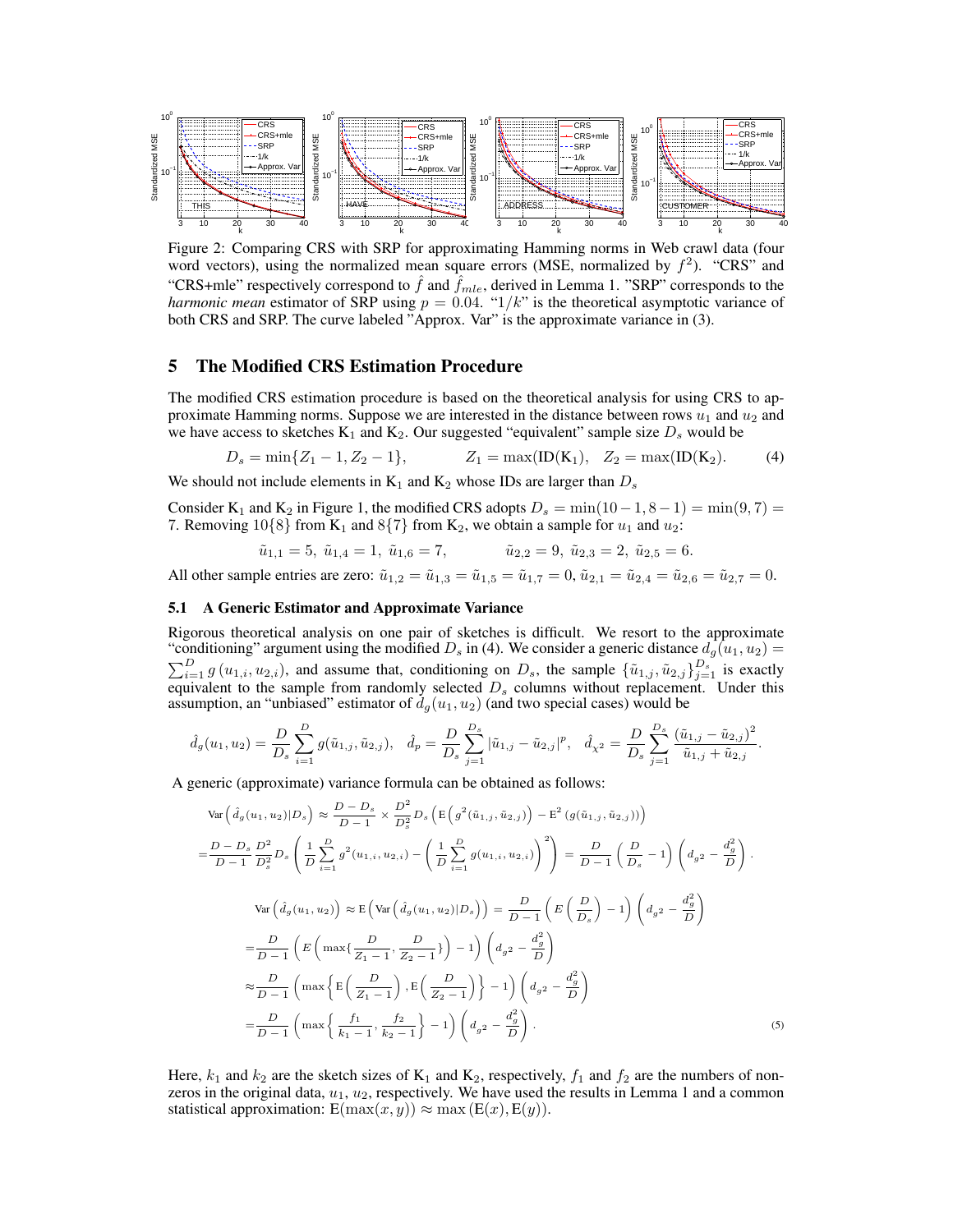Figure 2: Comparing CRS with SRP for approximating Hamming norms in Web crawl data (four word vectors), using the normalized mean square errors (MSE, normalized by $f^2$). "CRS" and "CRS+mle" respectively correspond to $\hat{f}$ and $\hat{f}_{mle}$, derived in Lemma 1. "SRP" corresponds to the *harmonic mean* estimator of SRP using $p = 0.04$. "$1/k$" is the theoretical asymptotic variance of both CRS and SRP. The curve labeled "Approx. Var" is the approximate variance in (3).

## 5 The Modified CRS Estimation Procedure

The modified CRS estimation procedure is based on the theoretical analysis for using CRS to approximate Hamming norms. Suppose we are interested in the distance between rows $u_1$ and $u_2$ and we have access to sketches $\text{K}_1$ and $\text{K}_2$. Our suggested "equivalent" sample size $D_s$ would be

$$D_s = \min\{Z_1 - 1, Z_2 - 1\}, \qquad Z_1 = \max(\text{ID}(\text{K}_1)), \quad Z_2 = \max(\text{ID}(\text{K}_2)). \tag{4}$$

We should not include elements in $\text{K}_1$ and $\text{K}_2$ whose IDs are larger than $D_s$

Consider $\text{K}_1$ and $\text{K}_2$ in Figure 1, the modified CRS adopts $D_s = \min(10-1, 8-1) = \min(9,7) = 7$. Removing $10\{8\}$ from $\text{K}_1$ and $8\{7\}$ from $\text{K}_2$, we obtain a sample for $u_1$ and $u_2$:

$$\tilde{u}_{1,1} = 5,\ \tilde{u}_{1,4} = 1,\ \tilde{u}_{1,6} = 7, \qquad \tilde{u}_{2,2} = 9,\ \tilde{u}_{2,3} = 2,\ \tilde{u}_{2,5} = 6.$$

All other sample entries are zero: $\tilde{u}_{1,2} = \tilde{u}_{1,3} = \tilde{u}_{1,5} = \tilde{u}_{1,7} = 0, \tilde{u}_{2,1} = \tilde{u}_{2,4} = \tilde{u}_{2,6} = \tilde{u}_{2,7} = 0$.

### 5.1 A Generic Estimator and Approximate Variance

Rigorous theoretical analysis on one pair of sketches is difficult. We resort to the approximate "conditioning" argument using the modified $D_s$ in (4). We consider a generic distance $d_g(u_1, u_2) = \sum_{i=1}^{D} g(u_{1,i}, u_{2,i})$, and assume that, conditioning on $D_s$, the sample $\{\tilde{u}_{1,j}, \tilde{u}_{2,j}\}_{j=1}^{D_s}$ is exactly equivalent to the sample from randomly selected $D_s$ columns without replacement. Under this assumption, an "unbiased" estimator of $d_g(u_1, u_2)$ (and two special cases) would be

$$\hat{d}_g(u_1, u_2) = \frac{D}{D_s}\sum_{i=1}^{D} g(\tilde{u}_{1,j}, \tilde{u}_{2,j}), \quad \hat{d}_p = \frac{D}{D_s}\sum_{j=1}^{D_s} |\tilde{u}_{1,j} - \tilde{u}_{2,j}|^p, \quad \hat{d}_{\chi^2} = \frac{D}{D_s}\sum_{j=1}^{D_s} \frac{(\tilde{u}_{1,j} - \tilde{u}_{2,j})^2}{\tilde{u}_{1,j} + \tilde{u}_{2,j}}.$$

A generic (approximate) variance formula can be obtained as follows:

$$\text{Var}\left(\hat{d}_g(u_1,u_2)|D_s\right) \approx \frac{D - D_s}{D-1} \times \frac{D^2}{D_s^2} D_s \left(\text{E}\left(g^2(\tilde{u}_{1,j}, \tilde{u}_{2,j})\right) - \text{E}^2\left(g(\tilde{u}_{1,j}, \tilde{u}_{2,j})\right)\right)$$

$$= \frac{D - D_s}{D-1}\frac{D^2}{D_s^2} D_s \left(\frac{1}{D}\sum_{i=1}^{D} g^2(u_{1,i}, u_{2,i}) - \left(\frac{1}{D}\sum_{i=1}^{D} g(u_{1,i}, u_{2,i})\right)^2\right) = \frac{D}{D-1}\left(\frac{D}{D_s} - 1\right)\left(d_{g^2} - \frac{d_g^2}{D}\right).$$

$$\text{Var}\left(\hat{d}_g(u_1,u_2)\right) \approx \text{E}\left(\text{Var}\left(\hat{d}_g(u_1,u_2)|D_s\right)\right) = \frac{D}{D-1}\left(E\left(\frac{D}{D_s}\right) - 1\right)\left(d_{g^2} - \frac{d_g^2}{D}\right)$$

$$= \frac{D}{D-1}\left(E\left(\max\{\frac{D}{Z_1 - 1}, \frac{D}{Z_2 - 1}\}\right) - 1\right)\left(d_{g^2} - \frac{d_g^2}{D}\right)$$

$$\approx \frac{D}{D-1}\left(\max\left\{\text{E}\left(\frac{D}{Z_1-1}\right), \text{E}\left(\frac{D}{Z_2-1}\right)\right\} - 1\right)\left(d_{g^2} - \frac{d_g^2}{D}\right)$$

$$= \frac{D}{D-1}\left(\max\left\{\frac{f_1}{k_1 - 1}, \frac{f_2}{k_2 - 1}\right\} - 1\right)\left(d_{g^2} - \frac{d_g^2}{D}\right). \tag{5}$$

Here, $k_1$ and $k_2$ are the sketch sizes of $\text{K}_1$ and $\text{K}_2$, respectively, $f_1$ and $f_2$ are the numbers of non-zeros in the original data, $u_1$, $u_2$, respectively. We have used the results in Lemma 1 and a common statistical approximation: $\text{E}(\max(x,y)) \approx \max(\text{E}(x), \text{E}(y))$.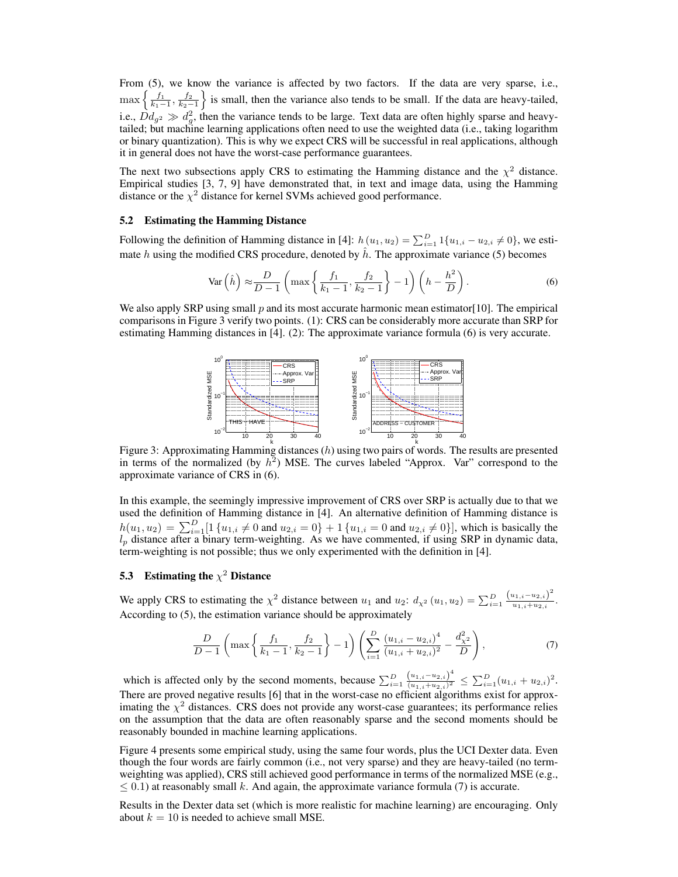From (5), we know the variance is affected by two factors. If the data are very sparse, i.e., $\max\left\{\frac{f_1}{k_1-1}, \frac{f_2}{k_2-1}\right\}$ is small, then the variance also tends to be small. If the data are heavy-tailed, i.e., $Dd_{g^2} \gg d_g^2$, then the variance tends to be large. Text data are often highly sparse and heavy-tailed; but machine learning applications often need to use the weighted data (i.e., taking logarithm or binary quantization). This is why we expect CRS will be successful in real applications, although it in general does not have the worst-case performance guarantees.

The next two subsections apply CRS to estimating the Hamming distance and the $\chi^2$ distance. Empirical studies [3, 7, 9] have demonstrated that, in text and image data, using the Hamming distance or the $\chi^2$ distance for kernel SVMs achieved good performance.

### 5.2 Estimating the Hamming Distance

Following the definition of Hamming distance in [4]: $h(u_1, u_2) = \sum_{i=1}^D 1\{u_{1,i} - u_{2,i} \neq 0\}$, we estimate $h$ using the modified CRS procedure, denoted by $\hat{h}$. The approximate variance (5) becomes

$$\text{Var}\left(\hat{h}\right) \approx \frac{D}{D-1}\left(\max\left\{\frac{f_1}{k_1-1}, \frac{f_2}{k_2-1}\right\} - 1\right)\left(h - \frac{h^2}{D}\right). \tag{6}$$

We also apply SRP using small $p$ and its most accurate harmonic mean estimator[10]. The empirical comparisons in Figure 3 verify two points. (1): CRS can be considerably more accurate than SRP for estimating Hamming distances in [4]. (2): The approximate variance formula (6) is very accurate.

Figure 3: Approximating Hamming distances ($h$) using two pairs of words. The results are presented in terms of the normalized (by $h^2$) MSE. The curves labeled "Approx. Var" correspond to the approximate variance of CRS in (6).

In this example, the seemingly impressive improvement of CRS over SRP is actually due to that we used the definition of Hamming distance in [4]. An alternative definition of Hamming distance is $h(u_1, u_2) = \sum_{i=1}^D [1\{u_{1,i} \neq 0 \text{ and } u_{2,i} = 0\} + 1\{u_{1,i} = 0 \text{ and } u_{2,i} \neq 0\}]$, which is basically the $l_p$ distance after a binary term-weighting. As we have commented, if using SRP in dynamic data, term-weighting is not possible; thus we only experimented with the definition in [4].

### 5.3 Estimating the $\chi^2$ Distance

We apply CRS to estimating the $\chi^2$ distance between $u_1$ and $u_2$: $d_{\chi^2}(u_1, u_2) = \sum_{i=1}^D \frac{(u_{1,i} - u_{2,i})^2}{u_{1,i} + u_{2,i}}$. According to (5), the estimation variance should be approximately

$$\frac{D}{D-1}\left(\max\left\{\frac{f_1}{k_1-1}, \frac{f_2}{k_2-1}\right\} - 1\right)\left(\sum_{i=1}^D \frac{(u_{1,i} - u_{2,i})^4}{(u_{1,i} + u_{2,i})^2} - \frac{d_{\chi^2}^2}{D}\right), \tag{7}$$

which is affected only by the second moments, because $\sum_{i=1}^D \frac{(u_{1,i} - u_{2,i})^4}{(u_{1,i} + u_{2,i})^2} \leq \sum_{i=1}^D (u_{1,i} + u_{2,i})^2$. There are proved negative results [6] that in the worst-case no efficient algorithms exist for approximating the $\chi^2$ distances. CRS does not provide any worst-case guarantees; its performance relies on the assumption that the data are often reasonably sparse and the second moments should be reasonably bounded in machine learning applications.

Figure 4 presents some empirical study, using the same four words, plus the UCI Dexter data. Even though the four words are fairly common (i.e., not very sparse) and they are heavy-tailed (no term-weighting was applied), CRS still achieved good performance in terms of the normalized MSE (e.g., $\leq 0.1$) at reasonably small $k$. And again, the approximate variance formula (7) is accurate.

Results in the Dexter data set (which is more realistic for machine learning) are encouraging. Only about $k = 10$ is needed to achieve small MSE.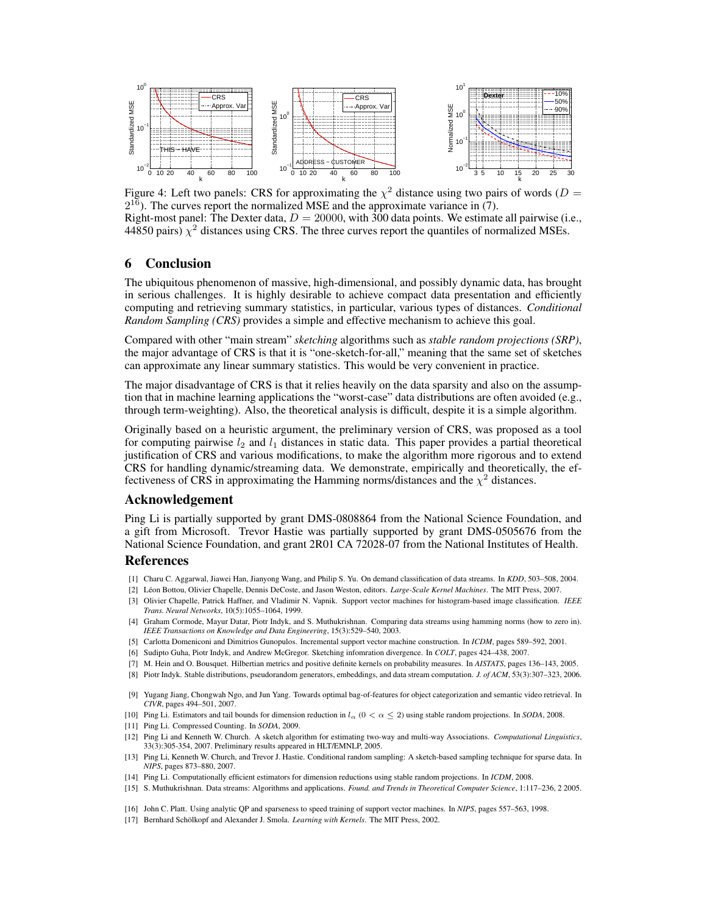Standardized MSE

$10^0$

$10^{-1}$

$10^{-2}$

0 10 20 40 60 80 100

k

CRS

Approx. Var

THIS − HAVE

Standardized MSE

$10^0$

$10^{-1}$

0 10 20 40 60 80 100

k

CRS

Approx. Var

ADDRESS − CUSTOMER

Normalized MSE

$10^1$

$10^0$

$10^{-1}$

$10^{-2}$

3 5 10 15 20 25 30

k

Dexter

10%

50%

90%

Figure 4: Left two panels: CRS for approximating the $\chi^2$ distance using two pairs of words ($D = 2^{16}$). The curves report the normalized MSE and the approximate variance in (7).
Right-most panel: The Dexter data, $D = 20000$, with 300 data points. We estimate all pairwise (i.e., 44850 pairs) $\chi^2$ distances using CRS. The three curves report the quantiles of normalized MSEs.

## 6 Conclusion

The ubiquitous phenomenon of massive, high-dimensional, and possibly dynamic data, has brought in serious challenges. It is highly desirable to achieve compact data presentation and efficiently computing and retrieving summary statistics, in particular, various types of distances. *Conditional Random Sampling (CRS)* provides a simple and effective mechanism to achieve this goal.

Compared with other "main stream" *sketching* algorithms such as *stable random projections (SRP)*, the major advantage of CRS is that it is "one-sketch-for-all," meaning that the same set of sketches can approximate any linear summary statistics. This would be very convenient in practice.

The major disadvantage of CRS is that it relies heavily on the data sparsity and also on the assumption that in machine learning applications the "worst-case" data distributions are often avoided (e.g., through term-weighting). Also, the theoretical analysis is difficult, despite it is a simple algorithm.

Originally based on a heuristic argument, the preliminary version of CRS, was proposed as a tool for computing pairwise $l_2$ and $l_1$ distances in static data. This paper provides a partial theoretical justification of CRS and various modifications, to make the algorithm more rigorous and to extend CRS for handling dynamic/streaming data. We demonstrate, empirically and theoretically, the effectiveness of CRS in approximating the Hamming norms/distances and the $\chi^2$ distances.

## Acknowledgement

Ping Li is partially supported by grant DMS-0808864 from the National Science Foundation, and a gift from Microsoft. Trevor Hastie was partially supported by grant DMS-0505676 from the National Science Foundation, and grant 2R01 CA 72028-07 from the National Institutes of Health.

## References

[1] Charu C. Aggarwal, Jiawei Han, Jianyong Wang, and Philip S. Yu. On demand classification of data streams. In *KDD*, 503–508, 2004.

[2] Léon Bottou, Olivier Chapelle, Dennis DeCoste, and Jason Weston, editors. *Large-Scale Kernel Machines*. The MIT Press, 2007.

[3] Olivier Chapelle, Patrick Haffner, and Vladimir N. Vapnik. Support vector machines for histogram-based image classification. *IEEE Trans. Neural Networks*, 10(5):1055–1064, 1999.

[4] Graham Cormode, Mayur Datar, Piotr Indyk, and S. Muthukrishnan. Comparing data streams using hamming norms (how to zero in). *IEEE Transactions on Knowledge and Data Engineering*, 15(3):529–540, 2003.

[5] Carlotta Domeniconi and Dimitrios Gunopulos. Incremental support vector machine construction. In *ICDM*, pages 589–592, 2001.

[6] Sudipto Guha, Piotr Indyk, and Andrew McGregor. Sketching infomration divergence. In *COLT*, pages 424–438, 2007.

[7] M. Hein and O. Bousquet. Hilbertian metrics and positive definite kernels on probability measures. In *AISTATS*, pages 136–143, 2005.

[8] Piotr Indyk. Stable distributions, pseudorandom generators, embeddings, and data stream computation. *J. of ACM*, 53(3):307–323, 2006.

[9] Yugang Jiang, Chongwah Ngo, and Jun Yang. Towards optimal bag-of-features for object categorization and semantic video retrieval. In *CIVR*, pages 494–501, 2007.

[10] Ping Li. Estimators and tail bounds for dimension reduction in $l_\alpha$ ($0 < \alpha \leq 2$) using stable random projections. In *SODA*, 2008.

[11] Ping Li. Compressed Counting. In *SODA*, 2009.

[12] Ping Li and Kenneth W. Church. A sketch algorithm for estimating two-way and multi-way Associations. *Computational Linguistics*, 33(3):305-354, 2007. Preliminary results appeared in HLT/EMNLP, 2005.

[13] Ping Li, Kenneth W. Church, and Trevor J. Hastie. Conditional random sampling: A sketch-based sampling technique for sparse data. In *NIPS*, pages 873–880, 2007.

[14] Ping Li. Computationally efficient estimators for dimension reductions using stable random projections. In *ICDM*, 2008.

[15] S. Muthukrishnan. Data streams: Algorithms and applications. *Found. and Trends in Theoretical Computer Science*, 1:117–236, 2 2005.

[16] John C. Platt. Using analytic QP and sparseness to speed training of support vector machines. In *NIPS*, pages 557–563, 1998.

[17] Bernhard Schölkopf and Alexander J. Smola. *Learning with Kernels*. The MIT Press, 2002.